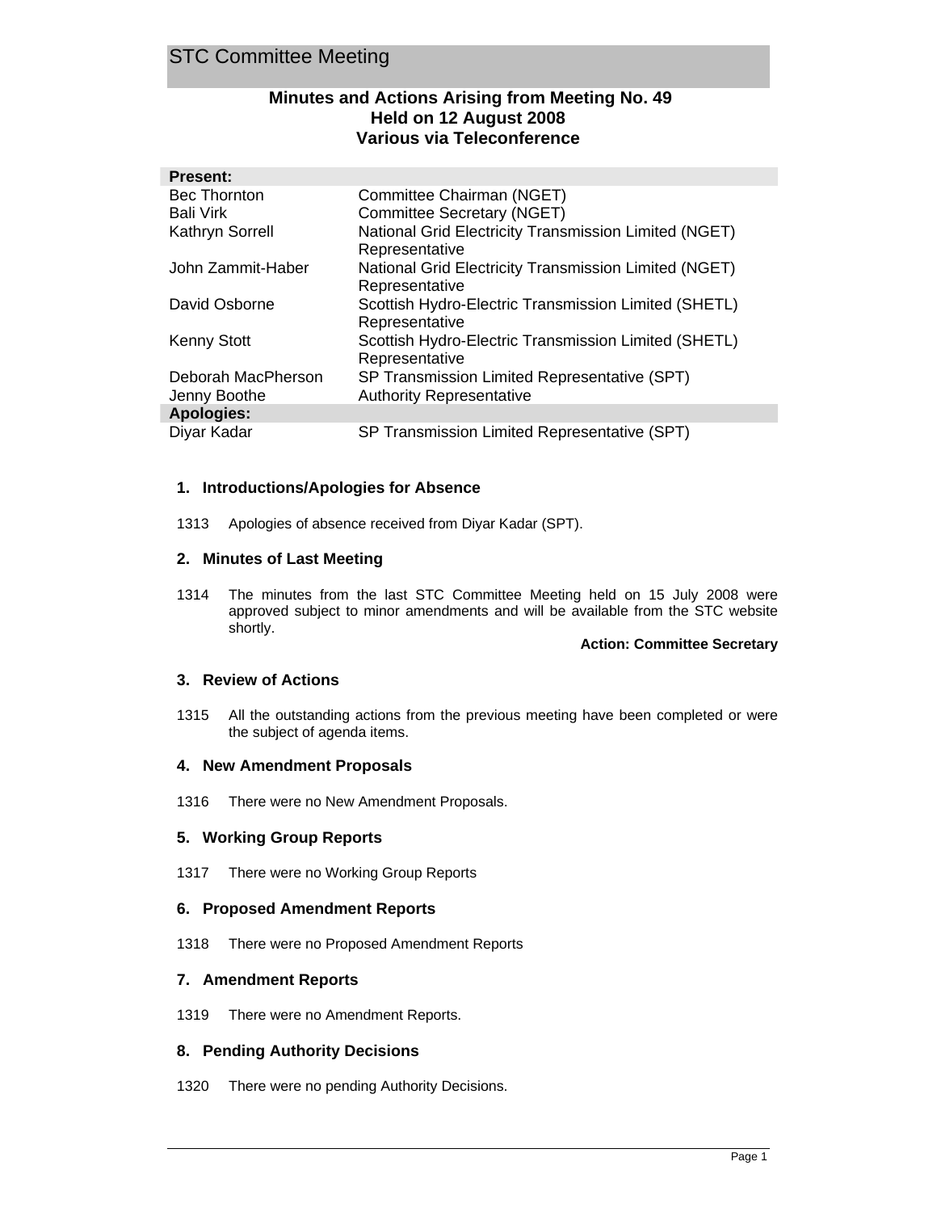# STC Committee Meeting

## Minutes and Actions Arising from Meeting No. 49
## Held on 12 August 2008
## Various via Teleconference

| **Present:** | |
|---|---|
| Bec Thornton | Committee Chairman (NGET) |
| Bali Virk | Committee Secretary (NGET) |
| Kathryn Sorrell | National Grid Electricity Transmission Limited (NGET) Representative |
| John Zammit-Haber | National Grid Electricity Transmission Limited (NGET) Representative |
| David Osborne | Scottish Hydro-Electric Transmission Limited (SHETL) Representative |
| Kenny Stott | Scottish Hydro-Electric Transmission Limited (SHETL) Representative |
| Deborah MacPherson | SP Transmission Limited Representative (SPT) |
| Jenny Boothe | Authority Representative |
| **Apologies:** | |
| Diyar Kadar | SP Transmission Limited Representative (SPT) |

### 1. Introductions/Apologies for Absence

1313 Apologies of absence received from Diyar Kadar (SPT).

### 2. Minutes of Last Meeting

1314 The minutes from the last STC Committee Meeting held on 15 July 2008 were approved subject to minor amendments and will be available from the STC website shortly.

**Action: Committee Secretary**

### 3. Review of Actions

1315 All the outstanding actions from the previous meeting have been completed or were the subject of agenda items.

### 4. New Amendment Proposals

1316 There were no New Amendment Proposals.

### 5. Working Group Reports

1317 There were no Working Group Reports

### 6. Proposed Amendment Reports

1318 There were no Proposed Amendment Reports

### 7. Amendment Reports

1319 There were no Amendment Reports.

### 8. Pending Authority Decisions

1320 There were no pending Authority Decisions.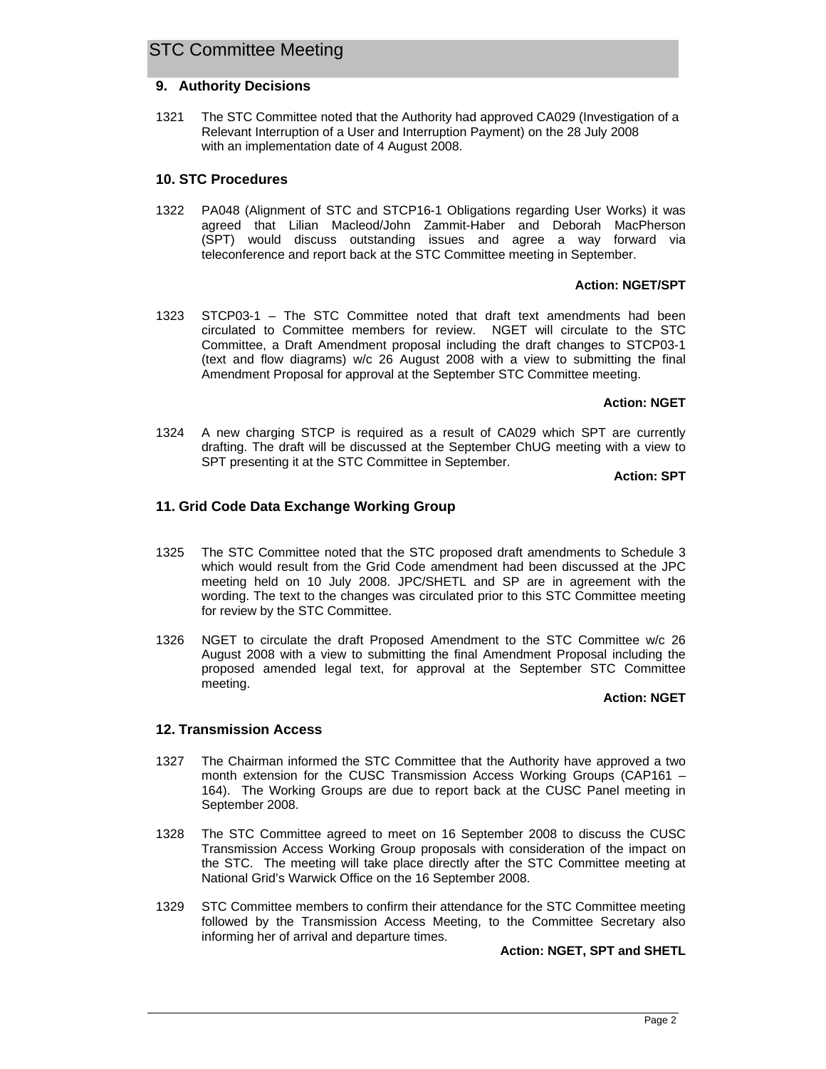## 9. Authority Decisions

1321 The STC Committee noted that the Authority had approved CA029 (Investigation of a Relevant Interruption of a User and Interruption Payment) on the 28 July 2008 with an implementation date of 4 August 2008.

## 10. STC Procedures

1322 PA048 (Alignment of STC and STCP16-1 Obligations regarding User Works) it was agreed that Lilian Macleod/John Zammit-Haber and Deborah MacPherson (SPT) would discuss outstanding issues and agree a way forward via teleconference and report back at the STC Committee meeting in September.

**Action: NGET/SPT**

1323 STCP03-1 – The STC Committee noted that draft text amendments had been circulated to Committee members for review. NGET will circulate to the STC Committee, a Draft Amendment proposal including the draft changes to STCP03-1 (text and flow diagrams) w/c 26 August 2008 with a view to submitting the final Amendment Proposal for approval at the September STC Committee meeting.

**Action: NGET**

1324 A new charging STCP is required as a result of CA029 which SPT are currently drafting. The draft will be discussed at the September ChUG meeting with a view to SPT presenting it at the STC Committee in September.

**Action: SPT**

## 11. Grid Code Data Exchange Working Group

1325 The STC Committee noted that the STC proposed draft amendments to Schedule 3 which would result from the Grid Code amendment had been discussed at the JPC meeting held on 10 July 2008. JPC/SHETL and SP are in agreement with the wording. The text to the changes was circulated prior to this STC Committee meeting for review by the STC Committee.

1326 NGET to circulate the draft Proposed Amendment to the STC Committee w/c 26 August 2008 with a view to submitting the final Amendment Proposal including the proposed amended legal text, for approval at the September STC Committee meeting.

**Action: NGET**

## 12. Transmission Access

1327 The Chairman informed the STC Committee that the Authority have approved a two month extension for the CUSC Transmission Access Working Groups (CAP161 – 164). The Working Groups are due to report back at the CUSC Panel meeting in September 2008.

1328 The STC Committee agreed to meet on 16 September 2008 to discuss the CUSC Transmission Access Working Group proposals with consideration of the impact on the STC. The meeting will take place directly after the STC Committee meeting at National Grid's Warwick Office on the 16 September 2008.

1329 STC Committee members to confirm their attendance for the STC Committee meeting followed by the Transmission Access Meeting, to the Committee Secretary also informing her of arrival and departure times.

**Action: NGET, SPT and SHETL**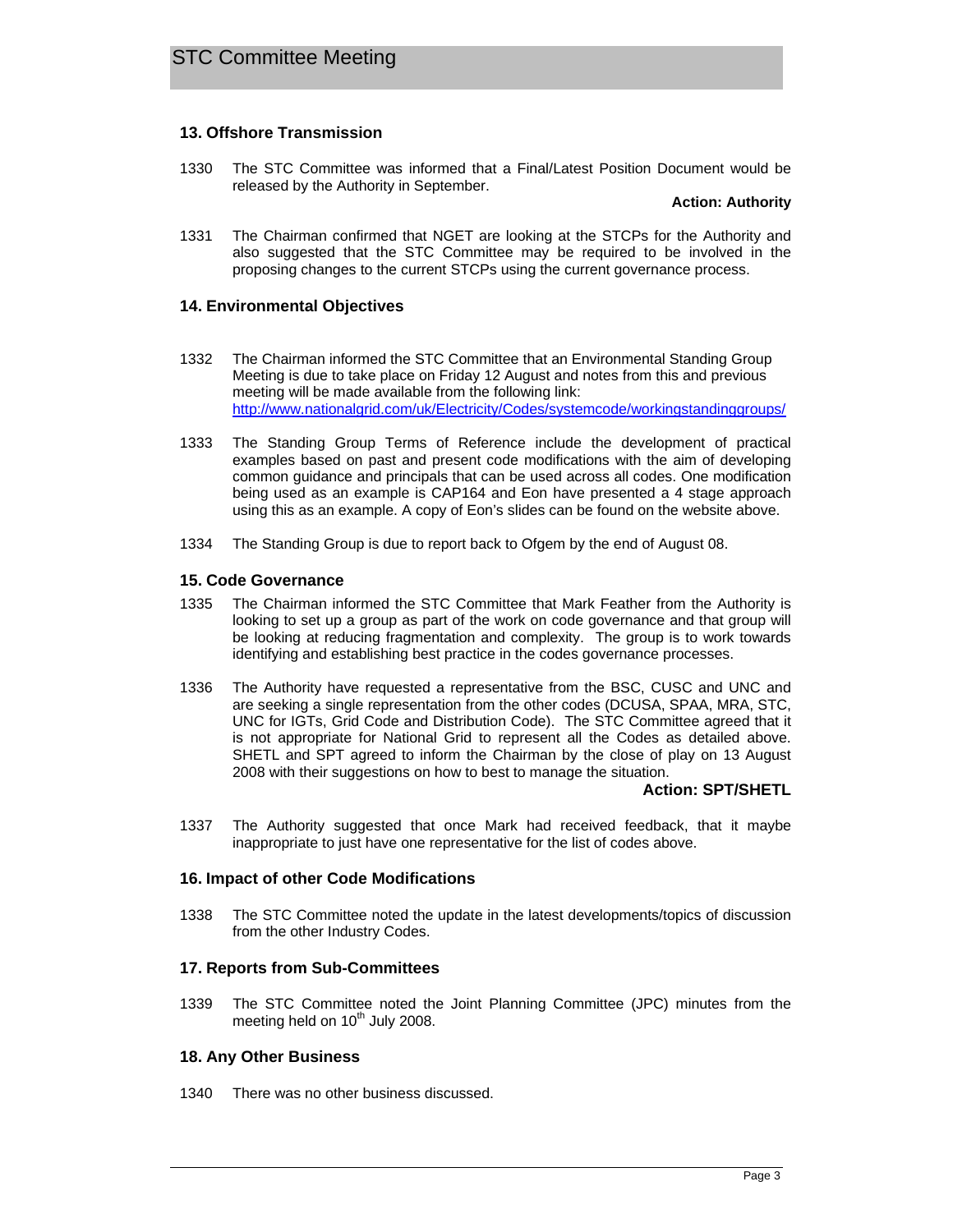## 13. Offshore Transmission

1330 The STC Committee was informed that a Final/Latest Position Document would be released by the Authority in September.

**Action: Authority**

1331 The Chairman confirmed that NGET are looking at the STCPs for the Authority and also suggested that the STC Committee may be required to be involved in the proposing changes to the current STCPs using the current governance process.

## 14. Environmental Objectives

1332 The Chairman informed the STC Committee that an Environmental Standing Group Meeting is due to take place on Friday 12 August and notes from this and previous meeting will be made available from the following link: http://www.nationalgrid.com/uk/Electricity/Codes/systemcode/workingstandinggroups/

1333 The Standing Group Terms of Reference include the development of practical examples based on past and present code modifications with the aim of developing common guidance and principals that can be used across all codes. One modification being used as an example is CAP164 and Eon have presented a 4 stage approach using this as an example. A copy of Eon's slides can be found on the website above.

1334 The Standing Group is due to report back to Ofgem by the end of August 08.

## 15. Code Governance

1335 The Chairman informed the STC Committee that Mark Feather from the Authority is looking to set up a group as part of the work on code governance and that group will be looking at reducing fragmentation and complexity. The group is to work towards identifying and establishing best practice in the codes governance processes.

1336 The Authority have requested a representative from the BSC, CUSC and UNC and are seeking a single representation from the other codes (DCUSA, SPAA, MRA, STC, UNC for IGTs, Grid Code and Distribution Code). The STC Committee agreed that it is not appropriate for National Grid to represent all the Codes as detailed above. SHETL and SPT agreed to inform the Chairman by the close of play on 13 August 2008 with their suggestions on how to best to manage the situation.

**Action: SPT/SHETL**

1337 The Authority suggested that once Mark had received feedback, that it maybe inappropriate to just have one representative for the list of codes above.

## 16. Impact of other Code Modifications

1338 The STC Committee noted the update in the latest developments/topics of discussion from the other Industry Codes.

## 17. Reports from Sub-Committees

1339 The STC Committee noted the Joint Planning Committee (JPC) minutes from the meeting held on 10th July 2008.

## 18. Any Other Business

1340 There was no other business discussed.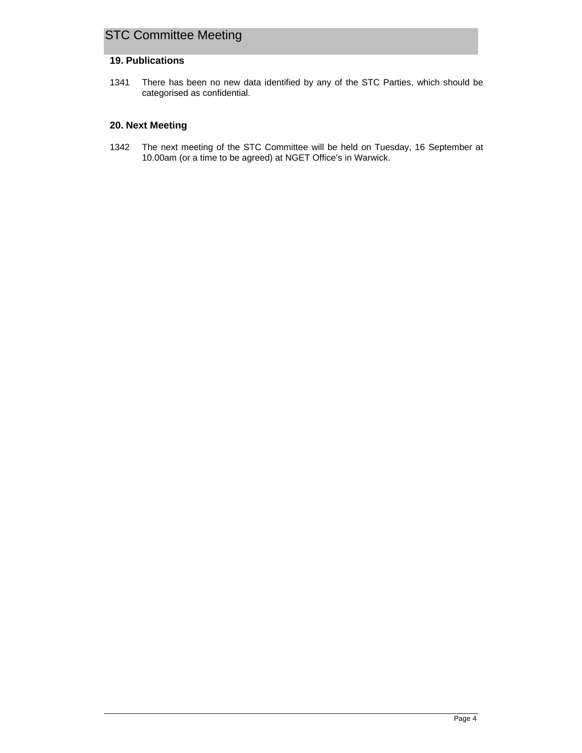## 19. Publications

1341 There has been no new data identified by any of the STC Parties, which should be categorised as confidential.

## 20. Next Meeting

1342 The next meeting of the STC Committee will be held on Tuesday, 16 September at 10.00am (or a time to be agreed) at NGET Office's in Warwick.